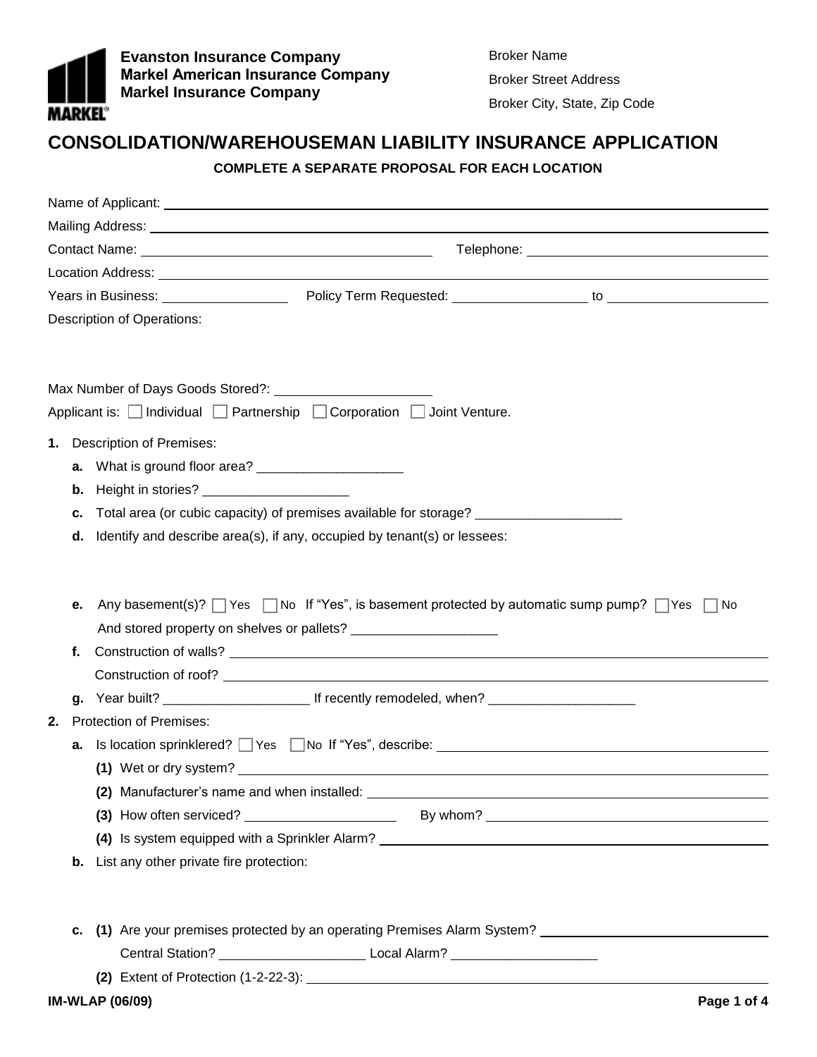**Evanston Insurance Company**
**Markel American Insurance Company**
**Markel Insurance Company**

Broker Name
Broker Street Address
Broker City, State, Zip Code

# CONSOLIDATION/WAREHOUSEMAN LIABILITY INSURANCE APPLICATION

**COMPLETE A SEPARATE PROPOSAL FOR EACH LOCATION**

Name of Applicant: ______________________________

Mailing Address: ______________________________

Contact Name: ______________________________ Telephone: ______________________________

Location Address: ______________________________

Years in Business: ______________ Policy Term Requested: ______________ to ______________

Description of Operations:

Max Number of Days Goods Stored?: ______________

Applicant is: ☐ Individual ☐ Partnership ☐ Corporation ☐ Joint Venture.

**1.** Description of Premises:

- **a.** What is ground floor area? ____________________
- **b.** Height in stories? ____________________
- **c.** Total area (or cubic capacity) of premises available for storage? ____________________
- **d.** Identify and describe area(s), if any, occupied by tenant(s) or lessees:
- **e.** Any basement(s)? ☐ Yes ☐ No If "Yes", is basement protected by automatic sump pump? ☐ Yes ☐ No
  And stored property on shelves or pallets? ____________________
- **f.** Construction of walls? ______________________________
  Construction of roof? ______________________________
- **g.** Year built? ____________________ If recently remodeled, when? ____________________

**2.** Protection of Premises:

- **a.** Is location sprinklered? ☐ Yes ☐ No If "Yes", describe: ______________________________
  - **(1)** Wet or dry system? ______________________________
  - **(2)** Manufacturer's name and when installed: ______________________________
  - **(3)** How often serviced? ______________ By whom? ______________________________
  - **(4)** Is system equipped with a Sprinkler Alarm? ______________________________
- **b.** List any other private fire protection:
- **c.** **(1)** Are your premises protected by an operating Premises Alarm System? ______________________________
  Central Station? ____________________ Local Alarm? ____________________
  **(2)** Extent of Protection (1-2-22-3): ______________________________

IM-WLAP (06/09)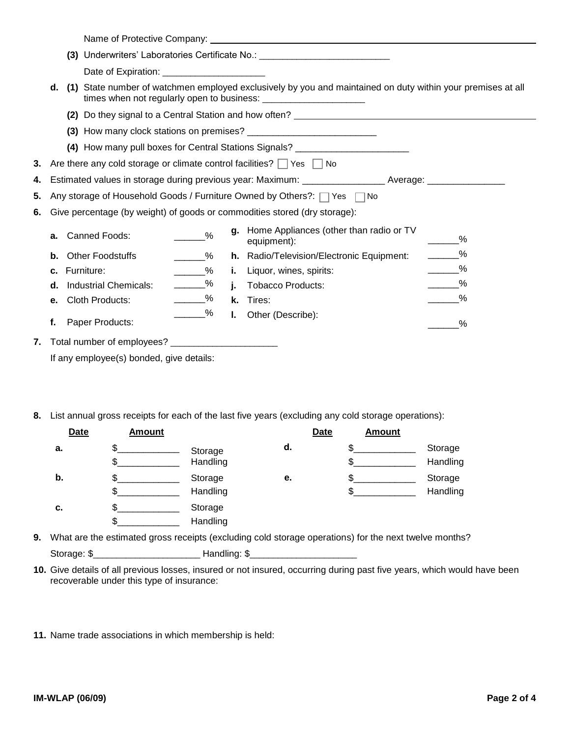Name of Protective Company: ___________________________________________

(3) Underwriters' Laboratories Certificate No.: _________________________

Date of Expiration: ____________________

d. (1) State number of watchmen employed exclusively by you and maintained on duty within your premises at all times when not regularly open to business: ____________________

(2) Do they signal to a Central Station and how often? ___________________________________________

(3) How many clock stations on premises? _________________________

(4) How many pull boxes for Central Stations Signals? ______________________

3. Are there any cold storage or climate control facilities? ☐ Yes ☐ No

4. Estimated values in storage during previous year: Maximum: ________________ Average: _______________

5. Any storage of Household Goods / Furniture Owned by Others?: ☐ Yes ☐ No

6. Give percentage (by weight) of goods or commodities stored (dry storage):

| | | | | | |
|---|---|---|---|---|---|
| a. | Canned Foods: | ______% | g. | Home Appliances (other than radio or TV equipment): | ______% |
| b. | Other Foodstuffs | ______% | h. | Radio/Television/Electronic Equipment: | ______% |
| c. | Furniture: | ______% | i. | Liquor, wines, spirits: | ______% |
| d. | Industrial Chemicals: | ______% | j. | Tobacco Products: | ______% |
| e. | Cloth Products: | ______% | k. | Tires: | ______% |
| f. | Paper Products: | ______% | l. | Other (Describe): | ______% |

7. Total number of employees? ____________________

If any employee(s) bonded, give details:

8. List annual gross receipts for each of the last five years (excluding any cold storage operations):

| Date | Amount | | Date | Amount | |
|---|---|---|---|---|---|
| a. | $____________ | Storage | d. | $____________ | Storage |
| | $____________ | Handling | | $____________ | Handling |
| b. | $____________ | Storage | e. | $____________ | Storage |
| | $____________ | Handling | | $____________ | Handling |
| c. | $____________ | Storage | | | |
| | $____________ | Handling | | | |

9. What are the estimated gross receipts (excluding cold storage operations) for the next twelve months?

Storage: $____________________ Handling: $____________________

10. Give details of all previous losses, insured or not insured, occurring during past five years, which would have been recoverable under this type of insurance:

11. Name trade associations in which membership is held:

IM-WLAP (06/09)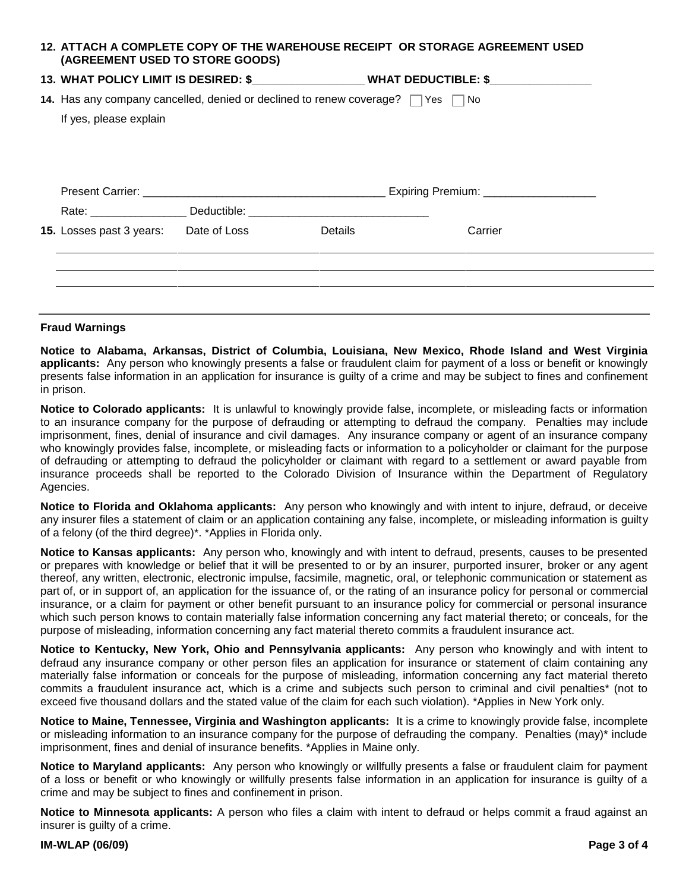**12. ATTACH A COMPLETE COPY OF THE WAREHOUSE RECEIPT OR STORAGE AGREEMENT USED (AGREEMENT USED TO STORE GOODS)**

**13. WHAT POLICY LIMIT IS DESIRED: $\_\_\_\_\_\_\_\_\_\_\_\_\_\_\_\_\_\_ WHAT DEDUCTIBLE: $\_\_\_\_\_\_\_\_\_\_\_\_\_\_\_\_\_**

**14.** Has any company cancelled, denied or declined to renew coverage? ☐ Yes ☐ No

If yes, please explain

Present Carrier: \_\_\_\_\_\_\_\_\_\_\_\_\_\_\_\_\_\_\_\_\_\_\_\_\_\_\_\_\_\_\_\_\_\_\_\_\_\_\_\_ Expiring Premium: \_\_\_\_\_\_\_\_\_\_\_\_\_\_\_\_\_\_\_

Rate: \_\_\_\_\_\_\_\_\_\_\_\_\_\_\_\_ Deductible: \_\_\_\_\_\_\_\_\_\_\_\_\_\_\_\_\_\_\_\_\_\_\_\_\_\_\_\_\_\_

| **15.** Losses past 3 years: | Date of Loss | Details | Carrier |
|---|---|---|---|
| | | | |
| | | | |
| | | | |

## Fraud Warnings

**Notice to Alabama, Arkansas, District of Columbia, Louisiana, New Mexico, Rhode Island and West Virginia applicants:** Any person who knowingly presents a false or fraudulent claim for payment of a loss or benefit or knowingly presents false information in an application for insurance is guilty of a crime and may be subject to fines and confinement in prison.

**Notice to Colorado applicants:** It is unlawful to knowingly provide false, incomplete, or misleading facts or information to an insurance company for the purpose of defrauding or attempting to defraud the company. Penalties may include imprisonment, fines, denial of insurance and civil damages. Any insurance company or agent of an insurance company who knowingly provides false, incomplete, or misleading facts or information to a policyholder or claimant for the purpose of defrauding or attempting to defraud the policyholder or claimant with regard to a settlement or award payable from insurance proceeds shall be reported to the Colorado Division of Insurance within the Department of Regulatory Agencies.

**Notice to Florida and Oklahoma applicants:** Any person who knowingly and with intent to injure, defraud, or deceive any insurer files a statement of claim or an application containing any false, incomplete, or misleading information is guilty of a felony (of the third degree)\*. \*Applies in Florida only.

**Notice to Kansas applicants:** Any person who, knowingly and with intent to defraud, presents, causes to be presented or prepares with knowledge or belief that it will be presented to or by an insurer, purported insurer, broker or any agent thereof, any written, electronic, electronic impulse, facsimile, magnetic, oral, or telephonic communication or statement as part of, or in support of, an application for the issuance of, or the rating of an insurance policy for personal or commercial insurance, or a claim for payment or other benefit pursuant to an insurance policy for commercial or personal insurance which such person knows to contain materially false information concerning any fact material thereto; or conceals, for the purpose of misleading, information concerning any fact material thereto commits a fraudulent insurance act.

**Notice to Kentucky, New York, Ohio and Pennsylvania applicants:** Any person who knowingly and with intent to defraud any insurance company or other person files an application for insurance or statement of claim containing any materially false information or conceals for the purpose of misleading, information concerning any fact material thereto commits a fraudulent insurance act, which is a crime and subjects such person to criminal and civil penalties\* (not to exceed five thousand dollars and the stated value of the claim for each such violation). \*Applies in New York only.

**Notice to Maine, Tennessee, Virginia and Washington applicants:** It is a crime to knowingly provide false, incomplete or misleading information to an insurance company for the purpose of defrauding the company. Penalties (may)\* include imprisonment, fines and denial of insurance benefits. \*Applies in Maine only.

**Notice to Maryland applicants:** Any person who knowingly or willfully presents a false or fraudulent claim for payment of a loss or benefit or who knowingly or willfully presents false information in an application for insurance is guilty of a crime and may be subject to fines and confinement in prison.

**Notice to Minnesota applicants:** A person who files a claim with intent to defraud or helps commit a fraud against an insurer is guilty of a crime.

**IM-WLAP (06/09)**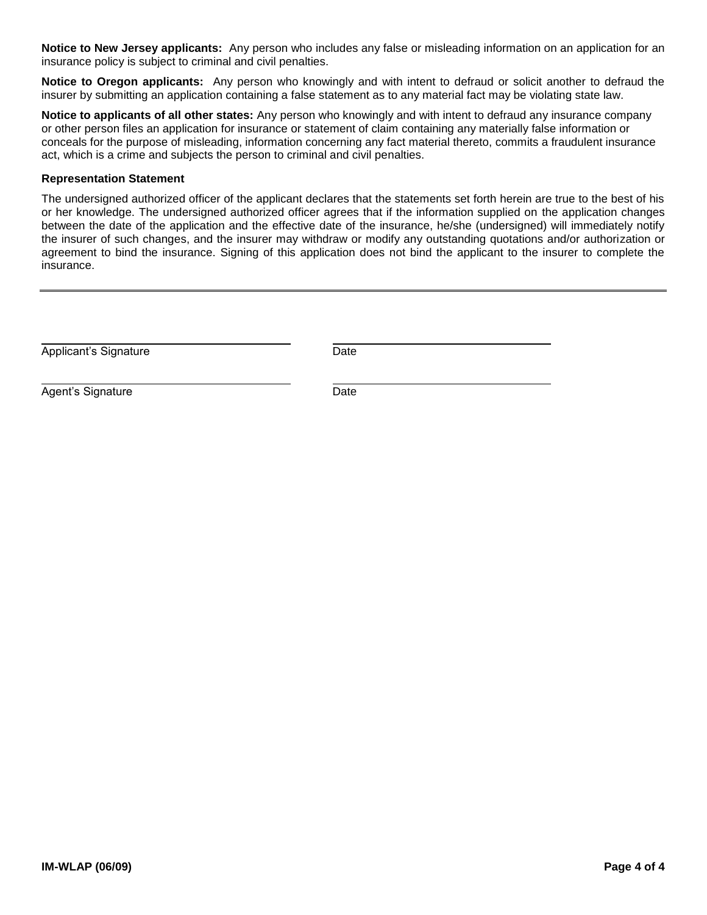**Notice to New Jersey applicants:** Any person who includes any false or misleading information on an application for an insurance policy is subject to criminal and civil penalties.

**Notice to Oregon applicants:** Any person who knowingly and with intent to defraud or solicit another to defraud the insurer by submitting an application containing a false statement as to any material fact may be violating state law.

**Notice to applicants of all other states:** Any person who knowingly and with intent to defraud any insurance company or other person files an application for insurance or statement of claim containing any materially false information or conceals for the purpose of misleading, information concerning any fact material thereto, commits a fraudulent insurance act, which is a crime and subjects the person to criminal and civil penalties.

**Representation Statement**

The undersigned authorized officer of the applicant declares that the statements set forth herein are true to the best of his or her knowledge. The undersigned authorized officer agrees that if the information supplied on the application changes between the date of the application and the effective date of the insurance, he/she (undersigned) will immediately notify the insurer of such changes, and the insurer may withdraw or modify any outstanding quotations and/or authorization or agreement to bind the insurance. Signing of this application does not bind the applicant to the insurer to complete the insurance.

---

\_\_\_\_\_\_\_\_\_\_\_\_\_\_\_\_\_\_\_\_\_\_\_\_\_\_\_\_\_\_ \_\_\_\_\_\_\_\_\_\_\_\_\_\_\_\_\_\_\_\_\_\_\_\_\_\_\_\_\_\_

Applicant's Signature Date

\_\_\_\_\_\_\_\_\_\_\_\_\_\_\_\_\_\_\_\_\_\_\_\_\_\_\_\_\_\_ \_\_\_\_\_\_\_\_\_\_\_\_\_\_\_\_\_\_\_\_\_\_\_\_\_\_\_\_\_\_

Agent's Signature Date

**IM-WLAP (06/09)**